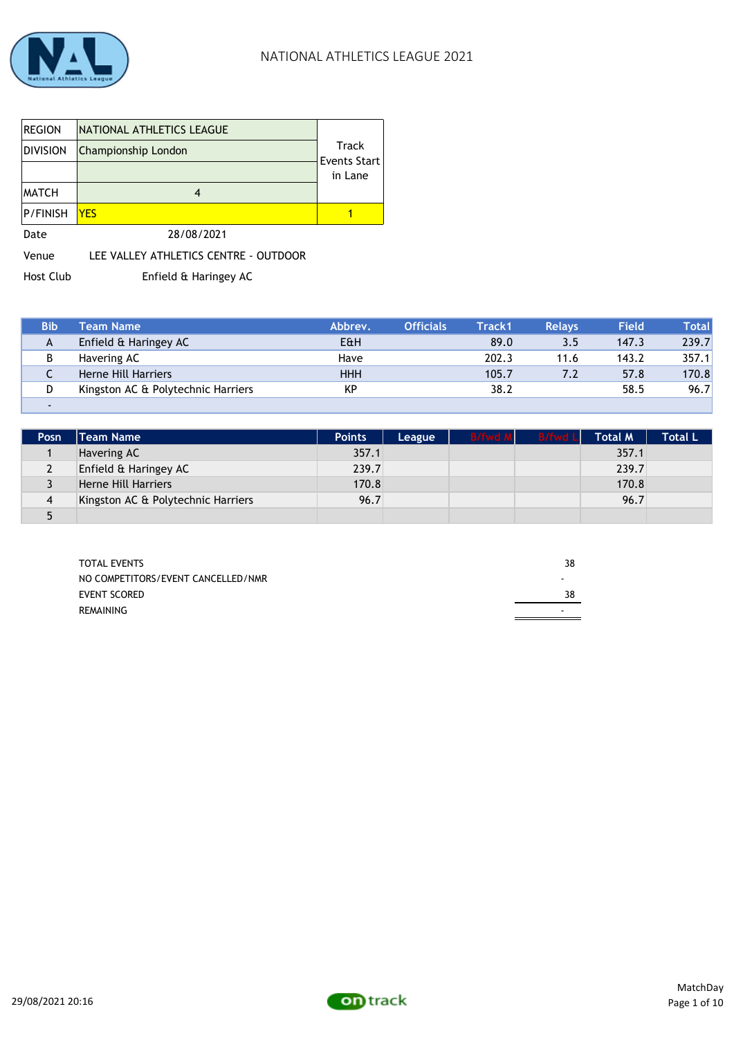# NATIONAL ATHLETICS LEAGUE 2021

| REGION | NATIONAL ATHLETICS LEAGUE | Track Events Start in Lane |
|---|---|---|
| DIVISION | Championship London | |
| | | |
| MATCH | 4 | |
| P/FINISH | YES | 1 |

Date 28/08/2021

Venue LEE VALLEY ATHLETICS CENTRE - OUTDOOR

Host Club Enfield & Haringey AC

| Bib | Team Name | Abbrev. | Officials | Track1 | Relays | Field | Total |
|---|---|---|---|---|---|---|---|
| A | Enfield & Haringey AC | E&H | | 89.0 | 3.5 | 147.3 | 239.7 |
| B | Havering AC | Have | | 202.3 | 11.6 | 143.2 | 357.1 |
| C | Herne Hill Harriers | HHH | | 105.7 | 7.2 | 57.8 | 170.8 |
| D | Kingston AC & Polytechnic Harriers | KP | | 38.2 | | 58.5 | 96.7 |
| - | | | | | | | |

| Posn | Team Name | Points | League | B/fwd M | B/fwd L | Total M | Total L |
|---|---|---|---|---|---|---|---|
| 1 | Havering AC | 357.1 | | | | 357.1 | |
| 2 | Enfield & Haringey AC | 239.7 | | | | 239.7 | |
| 3 | Herne Hill Harriers | 170.8 | | | | 170.8 | |
| 4 | Kingston AC & Polytechnic Harriers | 96.7 | | | | 96.7 | |
| 5 | | | | | | | |

| | |
|---|---|
| TOTAL EVENTS | 38 |
| NO COMPETITORS/EVENT CANCELLED/NMR | - |
| EVENT SCORED | 38 |
| REMAINING | - |

29/08/2021 20:16

MatchDay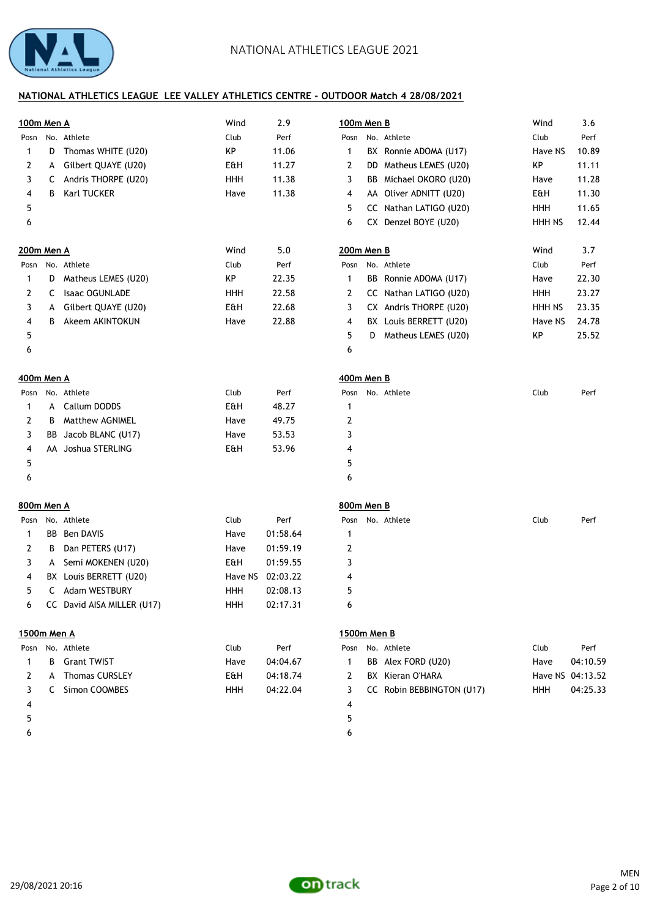## NATIONAL ATHLETICS LEAGUE LEE VALLEY ATHLETICS CENTRE - OUTDOOR Match 4 28/08/2021

### 100m Men A

Wind 2.9

| Posn | No. | Athlete | Club | Perf |
|---|---|---|---|---|
| 1 | D | Thomas WHITE (U20) | KP | 11.06 |
| 2 | A | Gilbert QUAYE (U20) | E&H | 11.27 |
| 3 | C | Andris THORPE (U20) | HHH | 11.38 |
| 4 | B | Karl TUCKER | Have | 11.38 |
| 5 | | | | |
| 6 | | | | |

### 100m Men B

Wind 3.6

| Posn | No. | Athlete | Club | Perf |
|---|---|---|---|---|
| 1 | BX | Ronnie ADOMA (U17) | Have NS | 10.89 |
| 2 | DD | Matheus LEMES (U20) | KP | 11.11 |
| 3 | BB | Michael OKORO (U20) | Have | 11.28 |
| 4 | AA | Oliver ADNITT (U20) | E&H | 11.30 |
| 5 | CC | Nathan LATIGO (U20) | HHH | 11.65 |
| 6 | CX | Denzel BOYE (U20) | HHH NS | 12.44 |

### 200m Men A

Wind 5.0

| Posn | No. | Athlete | Club | Perf |
|---|---|---|---|---|
| 1 | D | Matheus LEMES (U20) | KP | 22.35 |
| 2 | C | Isaac OGUNLADE | HHH | 22.58 |
| 3 | A | Gilbert QUAYE (U20) | E&H | 22.68 |
| 4 | B | Akeem AKINTOKUN | Have | 22.88 |
| 5 | | | | |
| 6 | | | | |

### 200m Men B

Wind 3.7

| Posn | No. | Athlete | Club | Perf |
|---|---|---|---|---|
| 1 | BB | Ronnie ADOMA (U17) | Have | 22.30 |
| 2 | CC | Nathan LATIGO (U20) | HHH | 23.27 |
| 3 | CX | Andris THORPE (U20) | HHH NS | 23.35 |
| 4 | BX | Louis BERRETT (U20) | Have NS | 24.78 |
| 5 | D | Matheus LEMES (U20) | KP | 25.52 |
| 6 | | | | |

### 400m Men A

| Posn | No. | Athlete | Club | Perf |
|---|---|---|---|---|
| 1 | A | Callum DODDS | E&H | 48.27 |
| 2 | B | Matthew AGNIMEL | Have | 49.75 |
| 3 | BB | Jacob BLANC (U17) | Have | 53.53 |
| 4 | AA | Joshua STERLING | E&H | 53.96 |
| 5 | | | | |
| 6 | | | | |

### 400m Men B

| Posn | No. | Athlete | Club | Perf |
|---|---|---|---|---|
| 1 | | | | |
| 2 | | | | |
| 3 | | | | |
| 4 | | | | |
| 5 | | | | |
| 6 | | | | |

### 800m Men A

| Posn | No. | Athlete | Club | Perf |
|---|---|---|---|---|
| 1 | BB | Ben DAVIS | Have | 01:58.64 |
| 2 | B | Dan PETERS (U17) | Have | 01:59.19 |
| 3 | A | Semi MOKENEN (U20) | E&H | 01:59.55 |
| 4 | BX | Louis BERRETT (U20) | Have NS | 02:03.22 |
| 5 | C | Adam WESTBURY | HHH | 02:08.13 |
| 6 | CC | David AISA MILLER (U17) | HHH | 02:17.31 |

### 800m Men B

| Posn | No. | Athlete | Club | Perf |
|---|---|---|---|---|
| 1 | | | | |
| 2 | | | | |
| 3 | | | | |
| 4 | | | | |
| 5 | | | | |
| 6 | | | | |

### 1500m Men A

| Posn | No. | Athlete | Club | Perf |
|---|---|---|---|---|
| 1 | B | Grant TWIST | Have | 04:04.67 |
| 2 | A | Thomas CURSLEY | E&H | 04:18.74 |
| 3 | C | Simon COOMBES | HHH | 04:22.04 |
| 4 | | | | |
| 5 | | | | |
| 6 | | | | |

### 1500m Men B

| Posn | No. | Athlete | Club | Perf |
|---|---|---|---|---|
| 1 | BB | Alex FORD (U20) | Have | 04:10.59 |
| 2 | BX | Kieran O'HARA | Have NS | 04:13.52 |
| 3 | CC | Robin BEBBINGTON (U17) | HHH | 04:25.33 |
| 4 | | | | |
| 5 | | | | |
| 6 | | | | |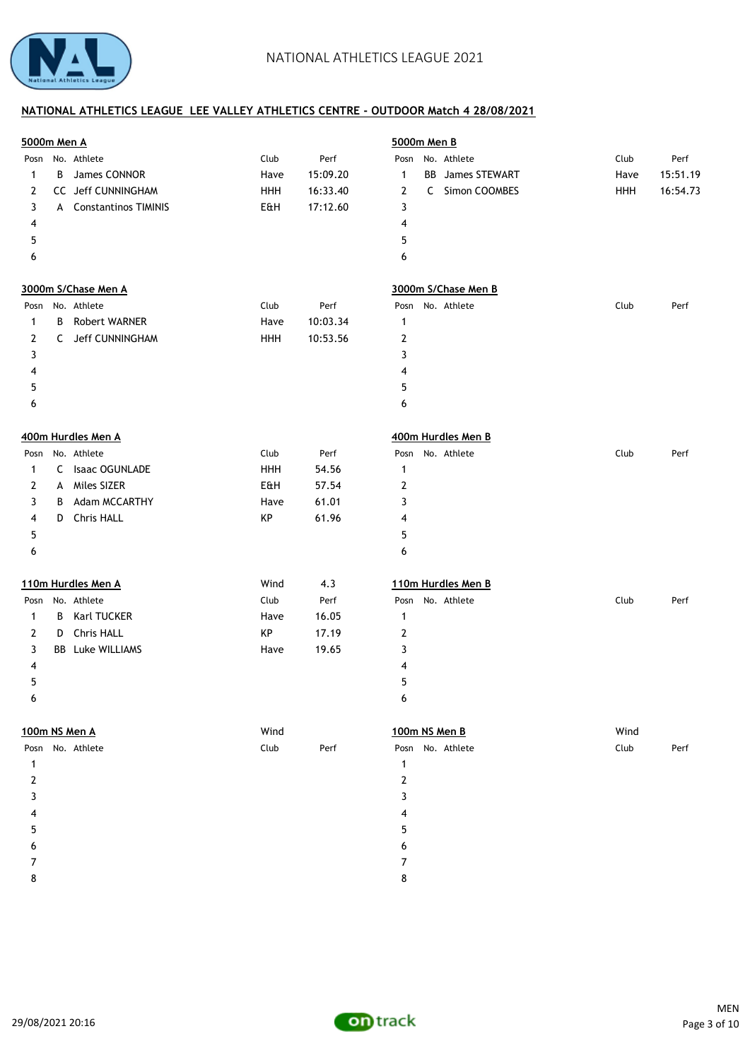# NATIONAL ATHLETICS LEAGUE 2021

## NATIONAL ATHLETICS LEAGUE LEE VALLEY ATHLETICS CENTRE - OUTDOOR Match 4 28/08/2021

### 5000m Men A

| Posn | No. | Athlete | Club | Perf |
|---|---|---|---|---|
| 1 | B | James CONNOR | Have | 15:09.20 |
| 2 | CC | Jeff CUNNINGHAM | HHH | 16:33.40 |
| 3 | A | Constantinos TIMINIS | E&H | 17:12.60 |
| 4 | | | | |
| 5 | | | | |
| 6 | | | | |

### 5000m Men B

| Posn | No. | Athlete | Club | Perf |
|---|---|---|---|---|
| 1 | BB | James STEWART | Have | 15:51.19 |
| 2 | C | Simon COOMBES | HHH | 16:54.73 |
| 3 | | | | |
| 4 | | | | |
| 5 | | | | |
| 6 | | | | |

### 3000m S/Chase Men A

| Posn | No. | Athlete | Club | Perf |
|---|---|---|---|---|
| 1 | B | Robert WARNER | Have | 10:03.34 |
| 2 | C | Jeff CUNNINGHAM | HHH | 10:53.56 |
| 3 | | | | |
| 4 | | | | |
| 5 | | | | |
| 6 | | | | |

### 3000m S/Chase Men B

| Posn | No. | Athlete | Club | Perf |
|---|---|---|---|---|
| 1 | | | | |
| 2 | | | | |
| 3 | | | | |
| 4 | | | | |
| 5 | | | | |
| 6 | | | | |

### 400m Hurdles Men A

| Posn | No. | Athlete | Club | Perf |
|---|---|---|---|---|
| 1 | C | Isaac OGUNLADE | HHH | 54.56 |
| 2 | A | Miles SIZER | E&H | 57.54 |
| 3 | B | Adam MCCARTHY | Have | 61.01 |
| 4 | D | Chris HALL | KP | 61.96 |
| 5 | | | | |
| 6 | | | | |

### 400m Hurdles Men B

| Posn | No. | Athlete | Club | Perf |
|---|---|---|---|---|
| 1 | | | | |
| 2 | | | | |
| 3 | | | | |
| 4 | | | | |
| 5 | | | | |
| 6 | | | | |

### 110m Hurdles Men A

Wind 4.3

| Posn | No. | Athlete | Club | Perf |
|---|---|---|---|---|
| 1 | B | Karl TUCKER | Have | 16.05 |
| 2 | D | Chris HALL | KP | 17.19 |
| 3 | BB | Luke WILLIAMS | Have | 19.65 |
| 4 | | | | |
| 5 | | | | |
| 6 | | | | |

### 110m Hurdles Men B

| Posn | No. | Athlete | Club | Perf |
|---|---|---|---|---|
| 1 | | | | |
| 2 | | | | |
| 3 | | | | |
| 4 | | | | |
| 5 | | | | |
| 6 | | | | |

### 100m NS Men A

Wind

| Posn | No. | Athlete | Club | Perf |
|---|---|---|---|---|
| 1 | | | | |
| 2 | | | | |
| 3 | | | | |
| 4 | | | | |
| 5 | | | | |
| 6 | | | | |
| 7 | | | | |
| 8 | | | | |

### 100m NS Men B

Wind

| Posn | No. | Athlete | Club | Perf |
|---|---|---|---|---|
| 1 | | | | |
| 2 | | | | |
| 3 | | | | |
| 4 | | | | |
| 5 | | | | |
| 6 | | | | |
| 7 | | | | |
| 8 | | | | |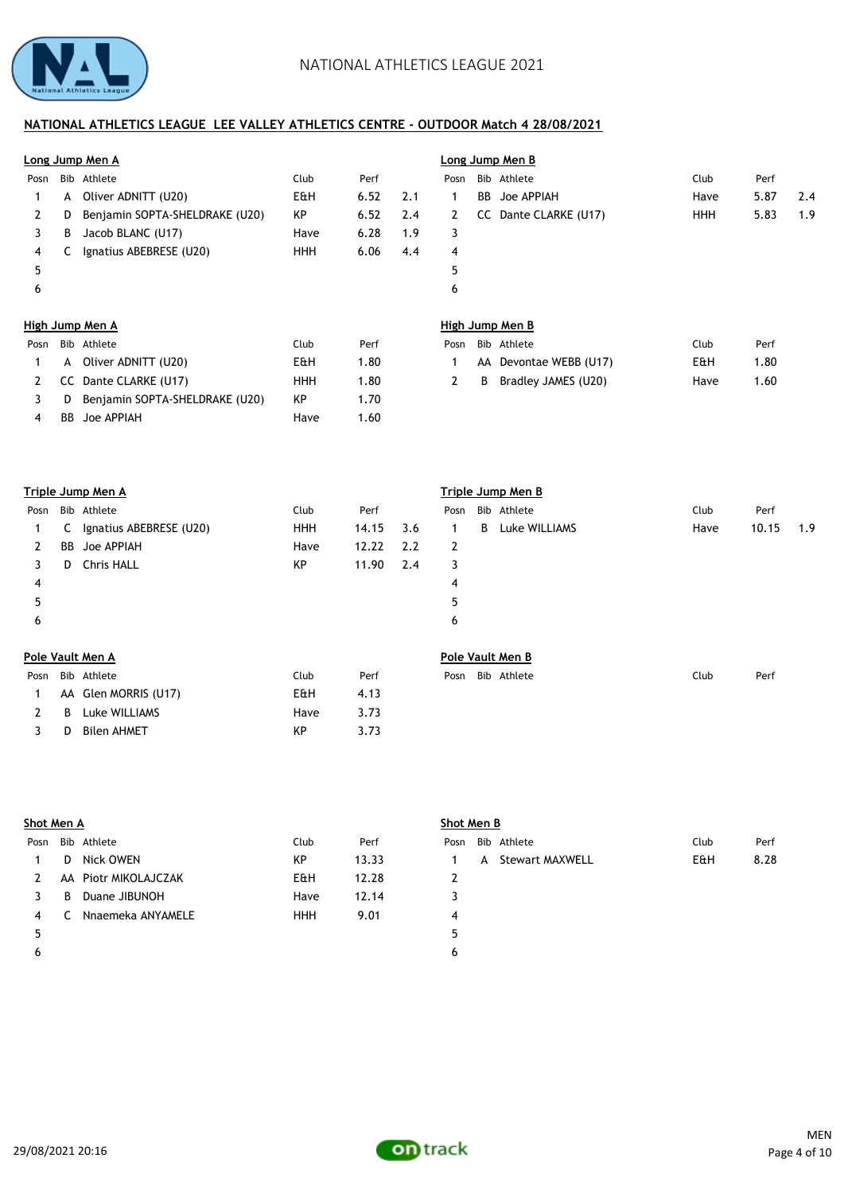## NATIONAL ATHLETICS LEAGUE LEE VALLEY ATHLETICS CENTRE - OUTDOOR Match 4 28/08/2021

### Long Jump Men A

| Posn | Bib | Athlete | Club | Perf | |
|---|---|---|---|---|---|
| 1 | A | Oliver ADNITT (U20) | E&H | 6.52 | 2.1 |
| 2 | D | Benjamin SOPTA-SHELDRAKE (U20) | KP | 6.52 | 2.4 |
| 3 | B | Jacob BLANC (U17) | Have | 6.28 | 1.9 |
| 4 | C | Ignatius ABEBRESE (U20) | HHH | 6.06 | 4.4 |
| 5 | | | | | |
| 6 | | | | | |

### Long Jump Men B

| Posn | Bib | Athlete | Club | Perf | |
|---|---|---|---|---|---|
| 1 | BB | Joe APPIAH | Have | 5.87 | 2.4 |
| 2 | CC | Dante CLARKE (U17) | HHH | 5.83 | 1.9 |
| 3 | | | | | |
| 4 | | | | | |
| 5 | | | | | |
| 6 | | | | | |

### High Jump Men A

| Posn | Bib | Athlete | Club | Perf |
|---|---|---|---|---|
| 1 | A | Oliver ADNITT (U20) | E&H | 1.80 |
| 2 | CC | Dante CLARKE (U17) | HHH | 1.80 |
| 3 | D | Benjamin SOPTA-SHELDRAKE (U20) | KP | 1.70 |
| 4 | BB | Joe APPIAH | Have | 1.60 |

### High Jump Men B

| Posn | Bib | Athlete | Club | Perf |
|---|---|---|---|---|
| 1 | AA | Devontae WEBB (U17) | E&H | 1.80 |
| 2 | B | Bradley JAMES (U20) | Have | 1.60 |

### Triple Jump Men A

| Posn | Bib | Athlete | Club | Perf | |
|---|---|---|---|---|---|
| 1 | C | Ignatius ABEBRESE (U20) | HHH | 14.15 | 3.6 |
| 2 | BB | Joe APPIAH | Have | 12.22 | 2.2 |
| 3 | D | Chris HALL | KP | 11.90 | 2.4 |
| 4 | | | | | |
| 5 | | | | | |
| 6 | | | | | |

### Triple Jump Men B

| Posn | Bib | Athlete | Club | Perf | |
|---|---|---|---|---|---|
| 1 | B | Luke WILLIAMS | Have | 10.15 | 1.9 |
| 2 | | | | | |
| 3 | | | | | |
| 4 | | | | | |
| 5 | | | | | |
| 6 | | | | | |

### Pole Vault Men A

| Posn | Bib | Athlete | Club | Perf |
|---|---|---|---|---|
| 1 | AA | Glen MORRIS (U17) | E&H | 4.13 |
| 2 | B | Luke WILLIAMS | Have | 3.73 |
| 3 | D | Bilen AHMET | KP | 3.73 |

### Pole Vault Men B

| Posn | Bib | Athlete | Club | Perf |
|---|---|---|---|---|

### Shot Men A

| Posn | Bib | Athlete | Club | Perf |
|---|---|---|---|---|
| 1 | D | Nick OWEN | KP | 13.33 |
| 2 | AA | Piotr MIKOLAJCZAK | E&H | 12.28 |
| 3 | B | Duane JIBUNOH | Have | 12.14 |
| 4 | C | Nnaemeka ANYAMELE | HHH | 9.01 |
| 5 | | | | |
| 6 | | | | |

### Shot Men B

| Posn | Bib | Athlete | Club | Perf |
|---|---|---|---|---|
| 1 | A | Stewart MAXWELL | E&H | 8.28 |
| 2 | | | | |
| 3 | | | | |
| 4 | | | | |
| 5 | | | | |
| 6 | | | | |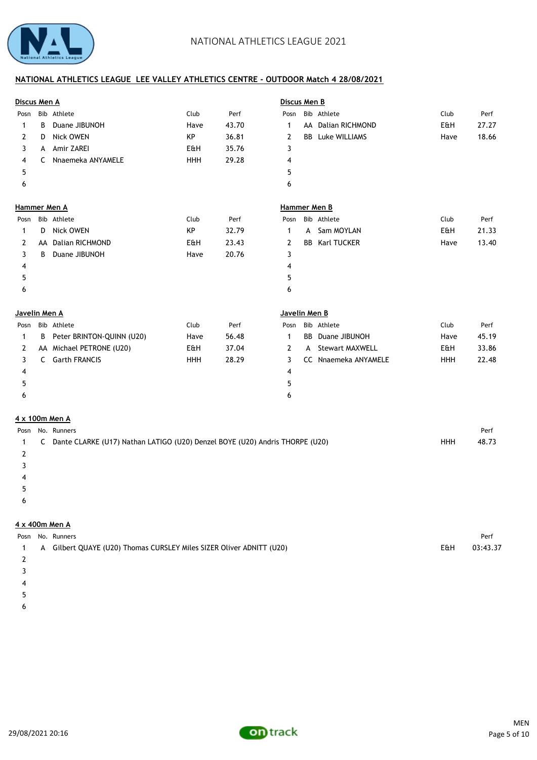## NATIONAL ATHLETICS LEAGUE LEE VALLEY ATHLETICS CENTRE - OUTDOOR Match 4 28/08/2021

### Discus Men A

| Posn | Bib | Athlete | Club | Perf |
|---|---|---|---|---|
| 1 | B | Duane JIBUNOH | Have | 43.70 |
| 2 | D | Nick OWEN | KP | 36.81 |
| 3 | A | Amir ZAREI | E&H | 35.76 |
| 4 | C | Nnaemeka ANYAMELE | HHH | 29.28 |
| 5 | | | | |
| 6 | | | | |

### Discus Men B

| Posn | Bib | Athlete | Club | Perf |
|---|---|---|---|---|
| 1 | AA | Dalian RICHMOND | E&H | 27.27 |
| 2 | BB | Luke WILLIAMS | Have | 18.66 |
| 3 | | | | |
| 4 | | | | |
| 5 | | | | |
| 6 | | | | |

### Hammer Men A

| Posn | Bib | Athlete | Club | Perf |
|---|---|---|---|---|
| 1 | D | Nick OWEN | KP | 32.79 |
| 2 | AA | Dalian RICHMOND | E&H | 23.43 |
| 3 | B | Duane JIBUNOH | Have | 20.76 |
| 4 | | | | |
| 5 | | | | |
| 6 | | | | |

### Hammer Men B

| Posn | Bib | Athlete | Club | Perf |
|---|---|---|---|---|
| 1 | A | Sam MOYLAN | E&H | 21.33 |
| 2 | BB | Karl TUCKER | Have | 13.40 |
| 3 | | | | |
| 4 | | | | |
| 5 | | | | |
| 6 | | | | |

### Javelin Men A

| Posn | Bib | Athlete | Club | Perf |
|---|---|---|---|---|
| 1 | B | Peter BRINTON-QUINN (U20) | Have | 56.48 |
| 2 | AA | Michael PETRONE (U20) | E&H | 37.04 |
| 3 | C | Garth FRANCIS | HHH | 28.29 |
| 4 | | | | |
| 5 | | | | |
| 6 | | | | |

### Javelin Men B

| Posn | Bib | Athlete | Club | Perf |
|---|---|---|---|---|
| 1 | BB | Duane JIBUNOH | Have | 45.19 |
| 2 | A | Stewart MAXWELL | E&H | 33.86 |
| 3 | CC | Nnaemeka ANYAMELE | HHH | 22.48 |
| 4 | | | | |
| 5 | | | | |
| 6 | | | | |

### 4 x 100m Men A

| Posn | No. | Runners | Club | Perf |
|---|---|---|---|---|
| 1 | C | Dante CLARKE (U17) Nathan LATIGO (U20) Denzel BOYE (U20) Andris THORPE (U20) | HHH | 48.73 |
| 2 | | | | |
| 3 | | | | |
| 4 | | | | |
| 5 | | | | |
| 6 | | | | |

### 4 x 400m Men A

| Posn | No. | Runners | Club | Perf |
|---|---|---|---|---|
| 1 | A | Gilbert QUAYE (U20) Thomas CURSLEY Miles SIZER Oliver ADNITT (U20) | E&H | 03:43.37 |
| 2 | | | | |
| 3 | | | | |
| 4 | | | | |
| 5 | | | | |
| 6 | | | | |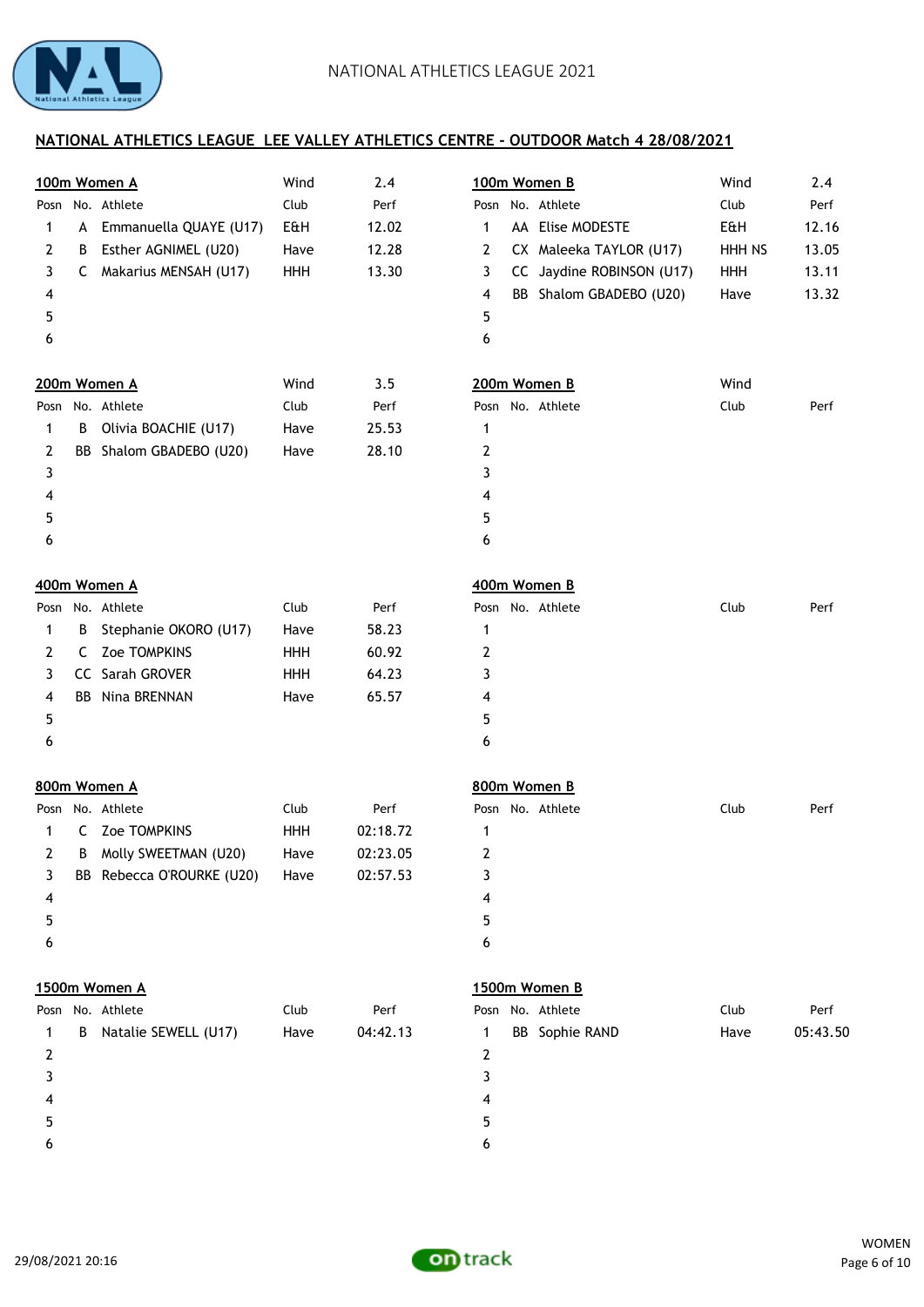NATIONAL ATHLETICS LEAGUE 2021

## NATIONAL ATHLETICS LEAGUE LEE VALLEY ATHLETICS CENTRE - OUTDOOR Match 4 28/08/2021

### 100m Women A

Wind 2.4

| Posn | No. | Athlete | Club | Perf |
|---|---|---|---|---|
| 1 | A | Emmanuella QUAYE (U17) | E&H | 12.02 |
| 2 | B | Esther AGNIMEL (U20) | Have | 12.28 |
| 3 | C | Makarius MENSAH (U17) | HHH | 13.30 |
| 4 | | | | |
| 5 | | | | |
| 6 | | | | |

### 100m Women B

Wind 2.4

| Posn | No. | Athlete | Club | Perf |
|---|---|---|---|---|
| 1 | AA | Elise MODESTE | E&H | 12.16 |
| 2 | CX | Maleeka TAYLOR (U17) | HHH NS | 13.05 |
| 3 | CC | Jaydine ROBINSON (U17) | HHH | 13.11 |
| 4 | BB | Shalom GBADEBO (U20) | Have | 13.32 |
| 5 | | | | |
| 6 | | | | |

### 200m Women A

Wind 3.5

| Posn | No. | Athlete | Club | Perf |
|---|---|---|---|---|
| 1 | B | Olivia BOACHIE (U17) | Have | 25.53 |
| 2 | BB | Shalom GBADEBO (U20) | Have | 28.10 |
| 3 | | | | |
| 4 | | | | |
| 5 | | | | |
| 6 | | | | |

### 200m Women B

Wind

| Posn | No. | Athlete | Club | Perf |
|---|---|---|---|---|
| 1 | | | | |
| 2 | | | | |
| 3 | | | | |
| 4 | | | | |
| 5 | | | | |
| 6 | | | | |

### 400m Women A

| Posn | No. | Athlete | Club | Perf |
|---|---|---|---|---|
| 1 | B | Stephanie OKORO (U17) | Have | 58.23 |
| 2 | C | Zoe TOMPKINS | HHH | 60.92 |
| 3 | CC | Sarah GROVER | HHH | 64.23 |
| 4 | BB | Nina BRENNAN | Have | 65.57 |
| 5 | | | | |
| 6 | | | | |

### 400m Women B

| Posn | No. | Athlete | Club | Perf |
|---|---|---|---|---|
| 1 | | | | |
| 2 | | | | |
| 3 | | | | |
| 4 | | | | |
| 5 | | | | |
| 6 | | | | |

### 800m Women A

| Posn | No. | Athlete | Club | Perf |
|---|---|---|---|---|
| 1 | C | Zoe TOMPKINS | HHH | 02:18.72 |
| 2 | B | Molly SWEETMAN (U20) | Have | 02:23.05 |
| 3 | BB | Rebecca O'ROURKE (U20) | Have | 02:57.53 |
| 4 | | | | |
| 5 | | | | |
| 6 | | | | |

### 800m Women B

| Posn | No. | Athlete | Club | Perf |
|---|---|---|---|---|
| 1 | | | | |
| 2 | | | | |
| 3 | | | | |
| 4 | | | | |
| 5 | | | | |
| 6 | | | | |

### 1500m Women A

| Posn | No. | Athlete | Club | Perf |
|---|---|---|---|---|
| 1 | B | Natalie SEWELL (U17) | Have | 04:42.13 |
| 2 | | | | |
| 3 | | | | |
| 4 | | | | |
| 5 | | | | |
| 6 | | | | |

### 1500m Women B

| Posn | No. | Athlete | Club | Perf |
|---|---|---|---|---|
| 1 | BB | Sophie RAND | Have | 05:43.50 |
| 2 | | | | |
| 3 | | | | |
| 4 | | | | |
| 5 | | | | |
| 6 | | | | |

29/08/2021 20:16

WOMEN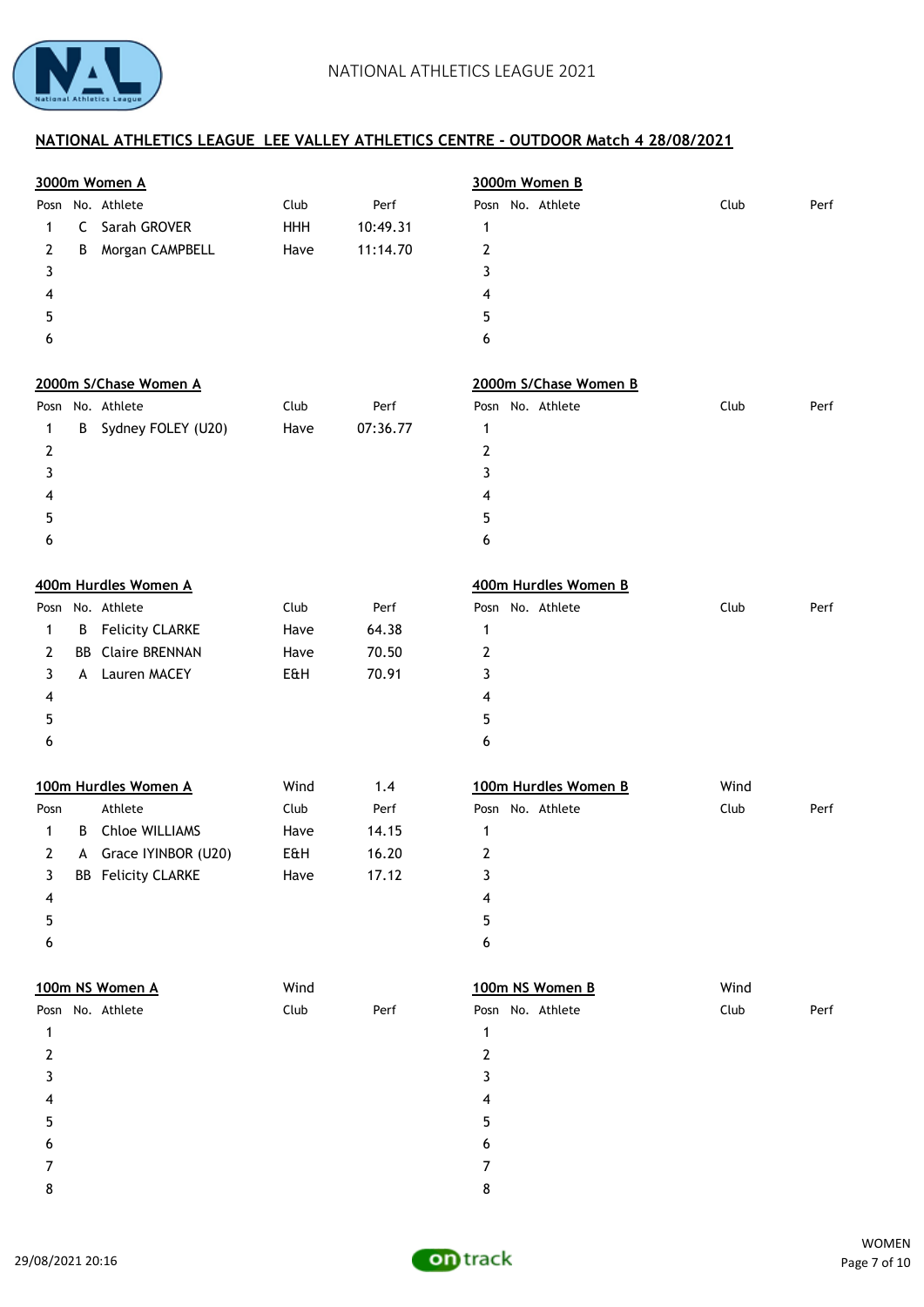## NATIONAL ATHLETICS LEAGUE LEE VALLEY ATHLETICS CENTRE - OUTDOOR Match 4 28/08/2021

### 3000m Women A

| Posn | No. | Athlete | Club | Perf |
|---|---|---|---|---|
| 1 | C | Sarah GROVER | HHH | 10:49.31 |
| 2 | B | Morgan CAMPBELL | Have | 11:14.70 |
| 3 | | | | |
| 4 | | | | |
| 5 | | | | |
| 6 | | | | |

### 3000m Women B

| Posn | No. | Athlete | Club | Perf |
|---|---|---|---|---|
| 1 | | | | |
| 2 | | | | |
| 3 | | | | |
| 4 | | | | |
| 5 | | | | |
| 6 | | | | |

### 2000m S/Chase Women A

| Posn | No. | Athlete | Club | Perf |
|---|---|---|---|---|
| 1 | B | Sydney FOLEY (U20) | Have | 07:36.77 |
| 2 | | | | |
| 3 | | | | |
| 4 | | | | |
| 5 | | | | |
| 6 | | | | |

### 2000m S/Chase Women B

| Posn | No. | Athlete | Club | Perf |
|---|---|---|---|---|
| 1 | | | | |
| 2 | | | | |
| 3 | | | | |
| 4 | | | | |
| 5 | | | | |
| 6 | | | | |

### 400m Hurdles Women A

| Posn | No. | Athlete | Club | Perf |
|---|---|---|---|---|
| 1 | B | Felicity CLARKE | Have | 64.38 |
| 2 | BB | Claire BRENNAN | Have | 70.50 |
| 3 | A | Lauren MACEY | E&H | 70.91 |
| 4 | | | | |
| 5 | | | | |
| 6 | | | | |

### 400m Hurdles Women B

| Posn | No. | Athlete | Club | Perf |
|---|---|---|---|---|
| 1 | | | | |
| 2 | | | | |
| 3 | | | | |
| 4 | | | | |
| 5 | | | | |
| 6 | | | | |

### 100m Hurdles Women A

Wind 1.4

| Posn | | Athlete | Club | Perf |
|---|---|---|---|---|
| 1 | B | Chloe WILLIAMS | Have | 14.15 |
| 2 | A | Grace IYINBOR (U20) | E&H | 16.20 |
| 3 | BB | Felicity CLARKE | Have | 17.12 |
| 4 | | | | |
| 5 | | | | |
| 6 | | | | |

### 100m Hurdles Women B

Wind

| Posn | No. | Athlete | Club | Perf |
|---|---|---|---|---|
| 1 | | | | |
| 2 | | | | |
| 3 | | | | |
| 4 | | | | |
| 5 | | | | |
| 6 | | | | |

### 100m NS Women A

Wind

| Posn | No. | Athlete | Club | Perf |
|---|---|---|---|---|
| 1 | | | | |
| 2 | | | | |
| 3 | | | | |
| 4 | | | | |
| 5 | | | | |
| 6 | | | | |
| 7 | | | | |
| 8 | | | | |

### 100m NS Women B

Wind

| Posn | No. | Athlete | Club | Perf |
|---|---|---|---|---|
| 1 | | | | |
| 2 | | | | |
| 3 | | | | |
| 4 | | | | |
| 5 | | | | |
| 6 | | | | |
| 7 | | | | |
| 8 | | | | |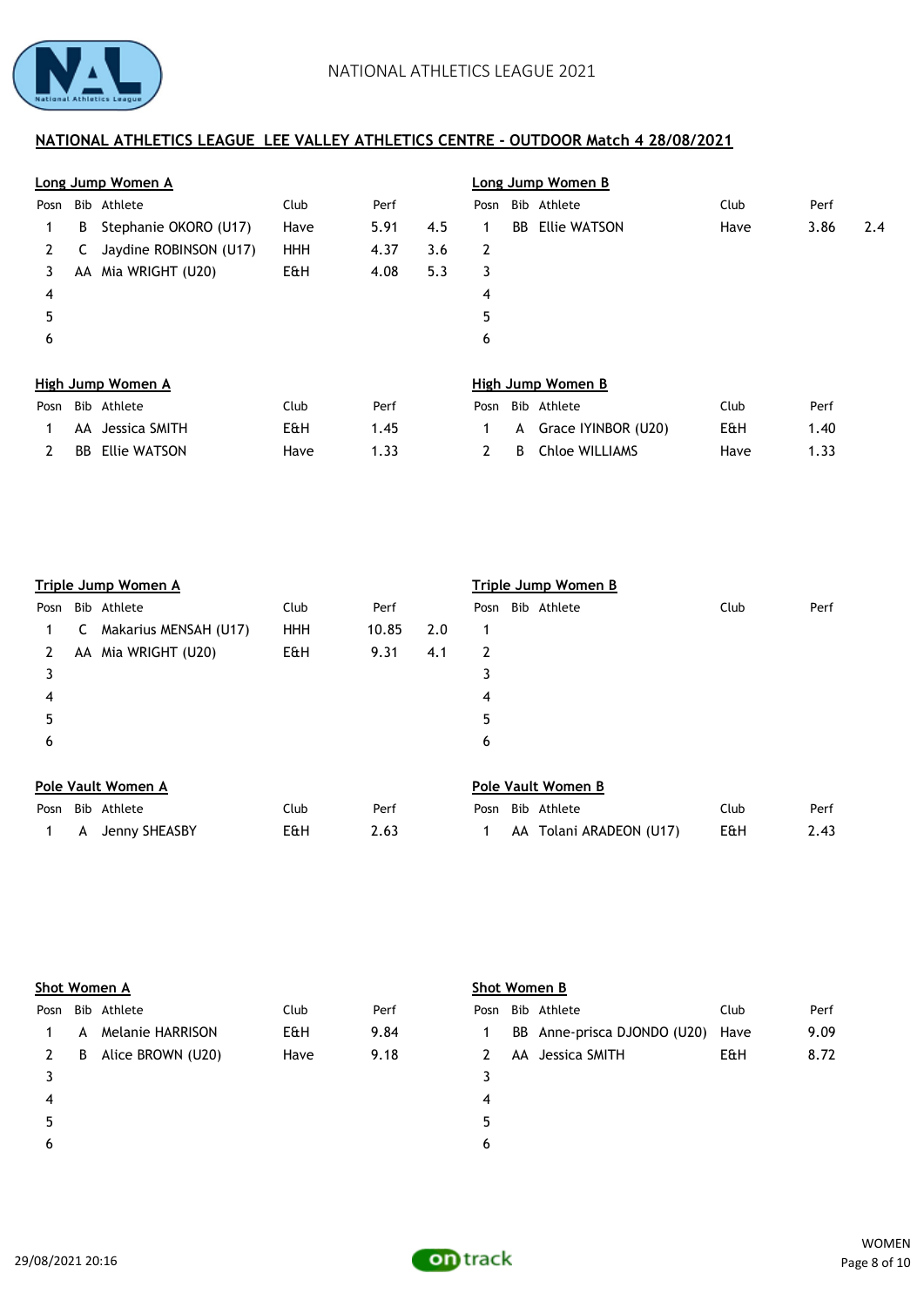## NATIONAL ATHLETICS LEAGUE LEE VALLEY ATHLETICS CENTRE - OUTDOOR Match 4 28/08/2021

### Long Jump Women A

| Posn | Bib | Athlete | Club | Perf | |
|---|---|---|---|---|---|
| 1 | B | Stephanie OKORO (U17) | Have | 5.91 | 4.5 |
| 2 | C | Jaydine ROBINSON (U17) | HHH | 4.37 | 3.6 |
| 3 | AA | Mia WRIGHT (U20) | E&H | 4.08 | 5.3 |
| 4 | | | | | |
| 5 | | | | | |
| 6 | | | | | |

### Long Jump Women B

| Posn | Bib | Athlete | Club | Perf | |
|---|---|---|---|---|---|
| 1 | BB | Ellie WATSON | Have | 3.86 | 2.4 |
| 2 | | | | | |
| 3 | | | | | |
| 4 | | | | | |
| 5 | | | | | |
| 6 | | | | | |

### High Jump Women A

| Posn | Bib | Athlete | Club | Perf |
|---|---|---|---|---|
| 1 | AA | Jessica SMITH | E&H | 1.45 |
| 2 | BB | Ellie WATSON | Have | 1.33 |

### High Jump Women B

| Posn | Bib | Athlete | Club | Perf |
|---|---|---|---|---|
| 1 | A | Grace IYINBOR (U20) | E&H | 1.40 |
| 2 | B | Chloe WILLIAMS | Have | 1.33 |

### Triple Jump Women A

| Posn | Bib | Athlete | Club | Perf | |
|---|---|---|---|---|---|
| 1 | C | Makarius MENSAH (U17) | HHH | 10.85 | 2.0 |
| 2 | AA | Mia WRIGHT (U20) | E&H | 9.31 | 4.1 |
| 3 | | | | | |
| 4 | | | | | |
| 5 | | | | | |
| 6 | | | | | |

### Triple Jump Women B

| Posn | Bib | Athlete | Club | Perf |
|---|---|---|---|---|
| 1 | | | | |
| 2 | | | | |
| 3 | | | | |
| 4 | | | | |
| 5 | | | | |
| 6 | | | | |

### Pole Vault Women A

| Posn | Bib | Athlete | Club | Perf |
|---|---|---|---|---|
| 1 | A | Jenny SHEASBY | E&H | 2.63 |

### Pole Vault Women B

| Posn | Bib | Athlete | Club | Perf |
|---|---|---|---|---|
| 1 | AA | Tolani ARADEON (U17) | E&H | 2.43 |

### Shot Women A

| Posn | Bib | Athlete | Club | Perf |
|---|---|---|---|---|
| 1 | A | Melanie HARRISON | E&H | 9.84 |
| 2 | B | Alice BROWN (U20) | Have | 9.18 |
| 3 | | | | |
| 4 | | | | |
| 5 | | | | |
| 6 | | | | |

### Shot Women B

| Posn | Bib | Athlete | Club | Perf |
|---|---|---|---|---|
| 1 | BB | Anne-prisca DJONDO (U20) | Have | 9.09 |
| 2 | AA | Jessica SMITH | E&H | 8.72 |
| 3 | | | | |
| 4 | | | | |
| 5 | | | | |
| 6 | | | | |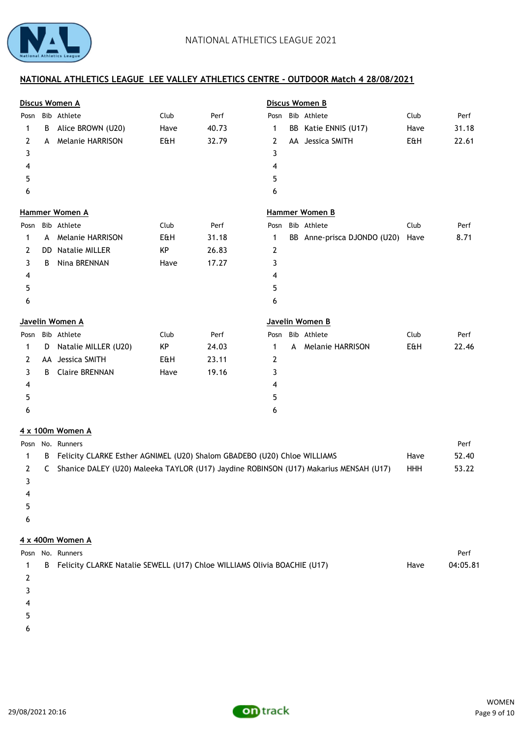NATIONAL ATHLETICS LEAGUE 2021

## NATIONAL ATHLETICS LEAGUE LEE VALLEY ATHLETICS CENTRE - OUTDOOR Match 4 28/08/2021

### Discus Women A

| Posn | Bib | Athlete | Club | Perf |
|---|---|---|---|---|
| 1 | B | Alice BROWN (U20) | Have | 40.73 |
| 2 | A | Melanie HARRISON | E&H | 32.79 |
| 3 | | | | |
| 4 | | | | |
| 5 | | | | |
| 6 | | | | |

### Discus Women B

| Posn | Bib | Athlete | Club | Perf |
|---|---|---|---|---|
| 1 | BB | Katie ENNIS (U17) | Have | 31.18 |
| 2 | AA | Jessica SMITH | E&H | 22.61 |
| 3 | | | | |
| 4 | | | | |
| 5 | | | | |
| 6 | | | | |

### Hammer Women A

| Posn | Bib | Athlete | Club | Perf |
|---|---|---|---|---|
| 1 | A | Melanie HARRISON | E&H | 31.18 |
| 2 | DD | Natalie MILLER | KP | 26.83 |
| 3 | B | Nina BRENNAN | Have | 17.27 |
| 4 | | | | |
| 5 | | | | |
| 6 | | | | |

### Hammer Women B

| Posn | Bib | Athlete | Club | Perf |
|---|---|---|---|---|
| 1 | BB | Anne-prisca DJONDO (U20) | Have | 8.71 |
| 2 | | | | |
| 3 | | | | |
| 4 | | | | |
| 5 | | | | |
| 6 | | | | |

### Javelin Women A

| Posn | Bib | Athlete | Club | Perf |
|---|---|---|---|---|
| 1 | D | Natalie MILLER (U20) | KP | 24.03 |
| 2 | AA | Jessica SMITH | E&H | 23.11 |
| 3 | B | Claire BRENNAN | Have | 19.16 |
| 4 | | | | |
| 5 | | | | |
| 6 | | | | |

### Javelin Women B

| Posn | Bib | Athlete | Club | Perf |
|---|---|---|---|---|
| 1 | A | Melanie HARRISON | E&H | 22.46 |
| 2 | | | | |
| 3 | | | | |
| 4 | | | | |
| 5 | | | | |
| 6 | | | | |

### 4 x 100m Women A

| Posn | No. | Runners | | Perf |
|---|---|---|---|---|
| 1 | B | Felicity CLARKE Esther AGNIMEL (U20) Shalom GBADEBO (U20) Chloe WILLIAMS | Have | 52.40 |
| 2 | C | Shanice DALEY (U20) Maleeka TAYLOR (U17) Jaydine ROBINSON (U17) Makarius MENSAH (U17) | HHH | 53.22 |
| 3 | | | | |
| 4 | | | | |
| 5 | | | | |
| 6 | | | | |

### 4 x 400m Women A

| Posn | No. | Runners | | Perf |
|---|---|---|---|---|
| 1 | B | Felicity CLARKE Natalie SEWELL (U17) Chloe WILLIAMS Olivia BOACHIE (U17) | Have | 04:05.81 |
| 2 | | | | |
| 3 | | | | |
| 4 | | | | |
| 5 | | | | |
| 6 | | | | |

29/08/2021 20:16

WOMEN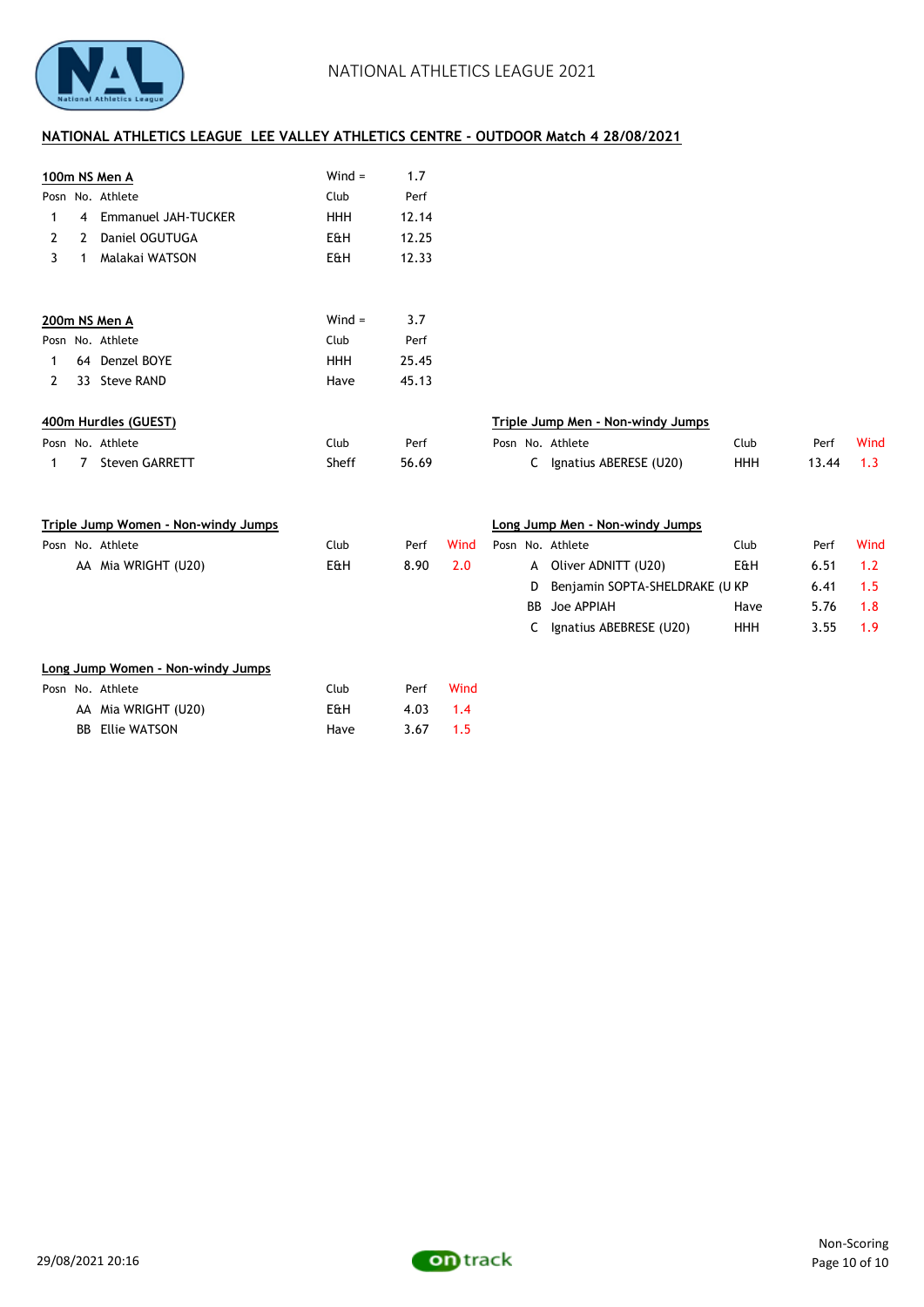NATIONAL ATHLETICS LEAGUE 2021

## NATIONAL ATHLETICS LEAGUE LEE VALLEY ATHLETICS CENTRE - OUTDOOR Match 4 28/08/2021

### 100m NS Men A

Wind = 1.7

| Posn | No. | Athlete | Club | Perf |
|---|---|---|---|---|
| 1 | 4 | Emmanuel JAH-TUCKER | HHH | 12.14 |
| 2 | 2 | Daniel OGUTUGA | E&H | 12.25 |
| 3 | 1 | Malakai WATSON | E&H | 12.33 |

### 200m NS Men A

Wind = 3.7

| Posn | No. | Athlete | Club | Perf |
|---|---|---|---|---|
| 1 | 64 | Denzel BOYE | HHH | 25.45 |
| 2 | 33 | Steve RAND | Have | 45.13 |

### 400m Hurdles (GUEST)

| Posn | No. | Athlete | Club | Perf |
|---|---|---|---|---|
| 1 | 7 | Steven GARRETT | Sheff | 56.69 |

### Triple Jump Men - Non-windy Jumps

| Posn | No. | Athlete | Club | Perf | Wind |
|---|---|---|---|---|---|
| | C | Ignatius ABERESE (U20) | HHH | 13.44 | 1.3 |

### Triple Jump Women - Non-windy Jumps

| Posn | No. | Athlete | Club | Perf | Wind |
|---|---|---|---|---|---|
| | AA | Mia WRIGHT (U20) | E&H | 8.90 | 2.0 |

### Long Jump Men - Non-windy Jumps

| Posn | No. | Athlete | Club | Perf | Wind |
|---|---|---|---|---|---|
| | A | Oliver ADNITT (U20) | E&H | 6.51 | 1.2 |
| | D | Benjamin SOPTA-SHELDRAKE (U | KP | 6.41 | 1.5 |
| | BB | Joe APPIAH | Have | 5.76 | 1.8 |
| | C | Ignatius ABERESE (U20) | HHH | 3.55 | 1.9 |

### Long Jump Women - Non-windy Jumps

| Posn | No. | Athlete | Club | Perf | Wind |
|---|---|---|---|---|---|
| | AA | Mia WRIGHT (U20) | E&H | 4.03 | 1.4 |
| | BB | Ellie WATSON | Have | 3.67 | 1.5 |

29/08/2021 20:16

Non-Scoring